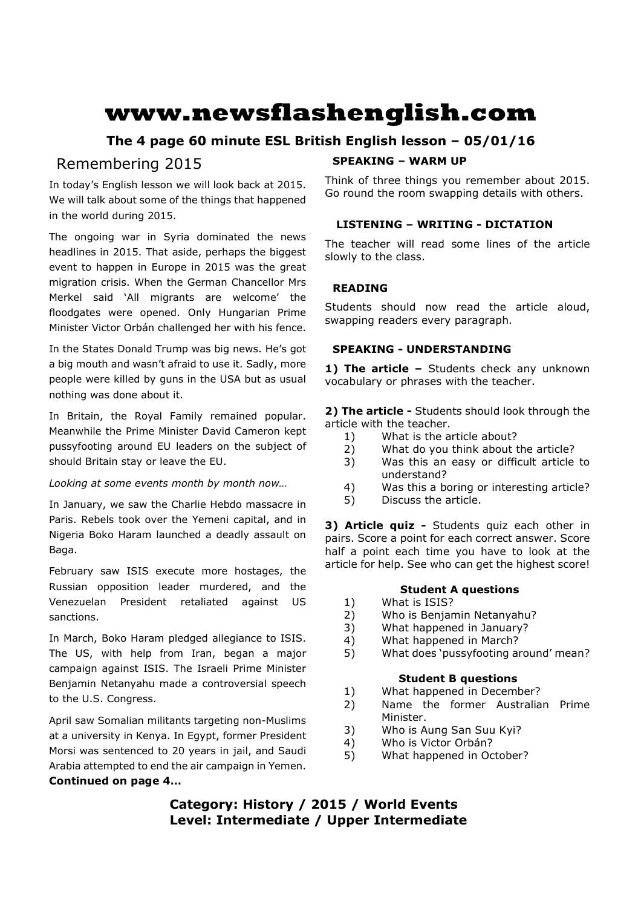# www.newsflashenglish.com

**The 4 page 60 minute ESL British English lesson – 05/01/16**

## Remembering 2015

In today's English lesson we will look back at 2015. We will talk about some of the things that happened in the world during 2015.

The ongoing war in Syria dominated the news headlines in 2015. That aside, perhaps the biggest event to happen in Europe in 2015 was the great migration crisis. When the German Chancellor Mrs Merkel said 'All migrants are welcome' the floodgates were opened. Only Hungarian Prime Minister Victor Orbán challenged her with his fence.

In the States Donald Trump was big news. He's got a big mouth and wasn't afraid to use it. Sadly, more people were killed by guns in the USA but as usual nothing was done about it.

In Britain, the Royal Family remained popular. Meanwhile the Prime Minister David Cameron kept pussyfooting around EU leaders on the subject of should Britain stay or leave the EU.

*Looking at some events month by month now…*

In January, we saw the Charlie Hebdo massacre in Paris. Rebels took over the Yemeni capital, and in Nigeria Boko Haram launched a deadly assault on Baga.

February saw ISIS execute more hostages, the Russian opposition leader murdered, and the Venezuelan President retaliated against US sanctions.

In March, Boko Haram pledged allegiance to ISIS. The US, with help from Iran, began a major campaign against ISIS. The Israeli Prime Minister Benjamin Netanyahu made a controversial speech to the U.S. Congress.

April saw Somalian militants targeting non-Muslims at a university in Kenya. In Egypt, former President Morsi was sentenced to 20 years in jail, and Saudi Arabia attempted to end the air campaign in Yemen.

**Continued on page 4…**

### SPEAKING – WARM UP

Think of three things you remember about 2015. Go round the room swapping details with others.

### LISTENING – WRITING - DICTATION

The teacher will read some lines of the article slowly to the class.

### READING

Students should now read the article aloud, swapping readers every paragraph.

### SPEAKING - UNDERSTANDING

**1) The article –** Students check any unknown vocabulary or phrases with the teacher.

**2) The article -** Students should look through the article with the teacher.

1) What is the article about?
2) What do you think about the article?
3) Was this an easy or difficult article to understand?
4) Was this a boring or interesting article?
5) Discuss the article.

**3) Article quiz -** Students quiz each other in pairs. Score a point for each correct answer. Score half a point each time you have to look at the article for help. See who can get the highest score!

**Student A questions**

1) What is ISIS?
2) Who is Benjamin Netanyahu?
3) What happened in January?
4) What happened in March?
5) What does 'pussyfooting around' mean?

**Student B questions**

1) What happened in December?
2) Name the former Australian Prime Minister.
3) Who is Aung San Suu Kyi?
4) Who is Victor Orbán?
5) What happened in October?

**Category: History / 2015 / World Events**
**Level: Intermediate / Upper Intermediate**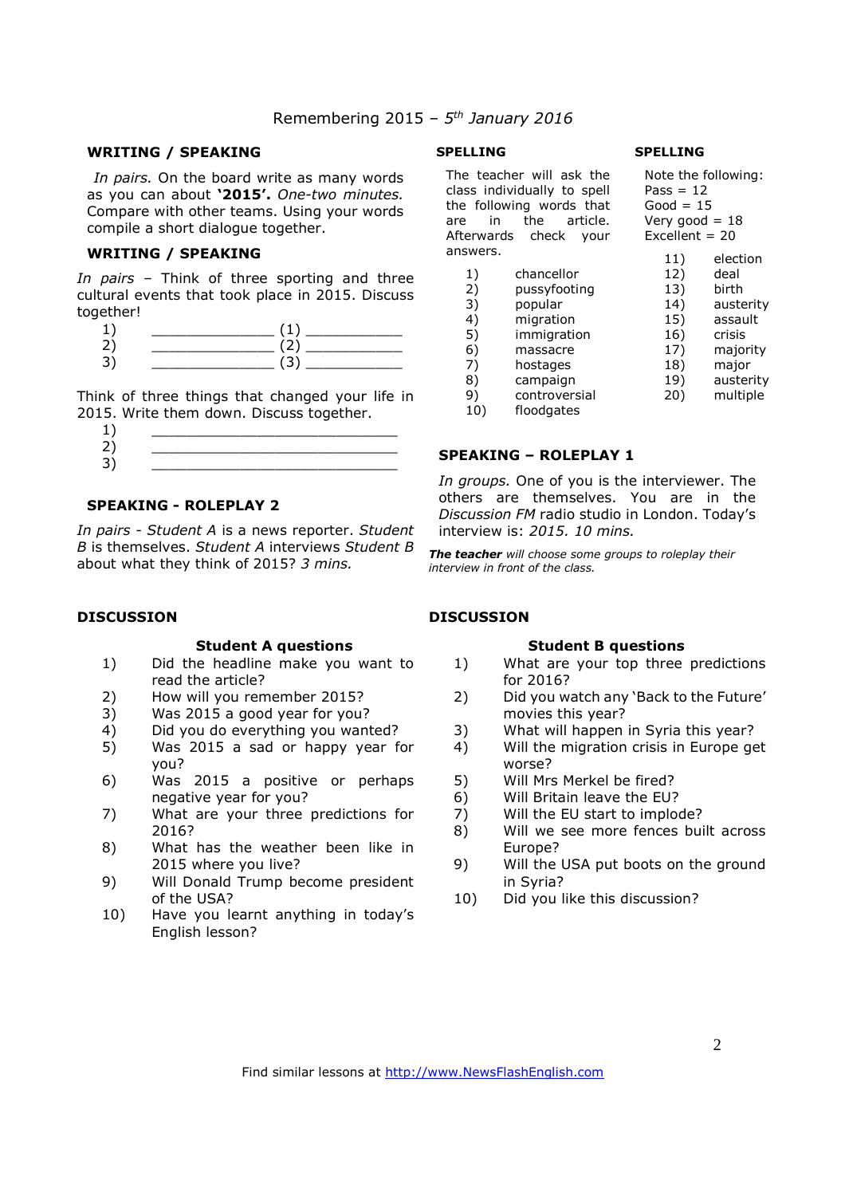Remembering 2015 – *5th January 2016*

## WRITING / SPEAKING

*In pairs.* On the board write as many words as you can about **'2015'.** *One-two minutes.* Compare with other teams. Using your words compile a short dialogue together.

## WRITING / SPEAKING

*In pairs* – Think of three sporting and three cultural events that took place in 2015. Discuss together!

1) ______________ (1) ___________
2) ______________ (2) ___________
3) ______________ (3) ___________

Think of three things that changed your life in 2015. Write them down. Discuss together.

1) ____________________________
2) ____________________________
3) ____________________________

## SPEAKING - ROLEPLAY 2

*In pairs - Student A* is a news reporter. *Student B* is themselves. *Student A* interviews *Student B* about what they think of 2015? *3 mins.*

## SPELLING

The teacher will ask the class individually to spell the following words that are in the article. Afterwards check your answers.

1) chancellor
2) pussyfooting
3) popular
4) migration
5) immigration
6) massacre
7) hostages
8) campaign
9) controversial
10) floodgates

## SPELLING

Note the following:
Pass = 12
Good = 15
Very good = 18
Excellent = 20

11) election
12) deal
13) birth
14) austerity
15) assault
16) crisis
17) majority
18) major
19) austerity
20) multiple

## SPEAKING – ROLEPLAY 1

*In groups.* One of you is the interviewer. The others are themselves. You are in the *Discussion FM* radio studio in London. Today's interview is: *2015. 10 mins.*

***The teacher** will choose some groups to roleplay their interview in front of the class.*

## DISCUSSION

### Student A questions

1) Did the headline make you want to read the article?
2) How will you remember 2015?
3) Was 2015 a good year for you?
4) Did you do everything you wanted?
5) Was 2015 a sad or happy year for you?
6) Was 2015 a positive or perhaps negative year for you?
7) What are your three predictions for 2016?
8) What has the weather been like in 2015 where you live?
9) Will Donald Trump become president of the USA?
10) Have you learnt anything in today's English lesson?

## DISCUSSION

### Student B questions

1) What are your top three predictions for 2016?
2) Did you watch any 'Back to the Future' movies this year?
3) What will happen in Syria this year?
4) Will the migration crisis in Europe get worse?
5) Will Mrs Merkel be fired?
6) Will Britain leave the EU?
7) Will the EU start to implode?
8) Will we see more fences built across Europe?
9) Will the USA put boots on the ground in Syria?
10) Did you like this discussion?

Find similar lessons at http://www.NewsFlashEnglish.com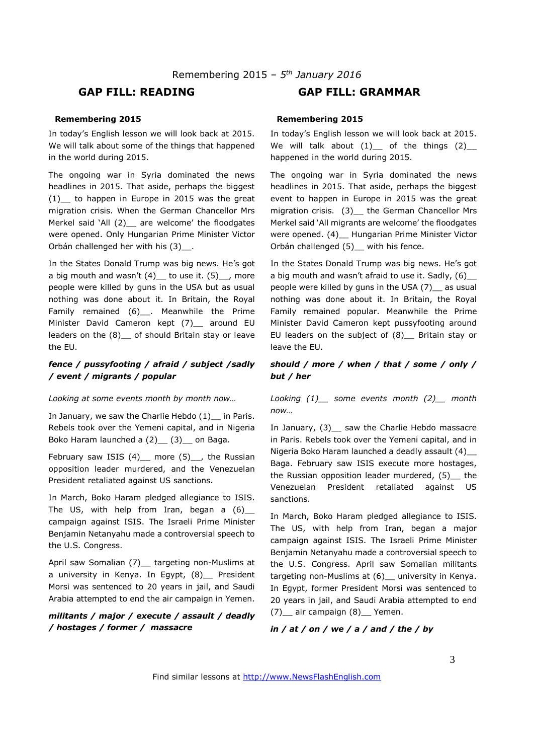Remembering 2015 – *5th January 2016*

## GAP FILL: READING

**Remembering 2015**

In today's English lesson we will look back at 2015. We will talk about some of the things that happened in the world during 2015.

The ongoing war in Syria dominated the news headlines in 2015. That aside, perhaps the biggest (1)__ to happen in Europe in 2015 was the great migration crisis. When the German Chancellor Mrs Merkel said 'All (2)__ are welcome' the floodgates were opened. Only Hungarian Prime Minister Victor Orbán challenged her with his (3)__.

In the States Donald Trump was big news. He's got a big mouth and wasn't (4)__ to use it. (5)__, more people were killed by guns in the USA but as usual nothing was done about it. In Britain, the Royal Family remained (6)__. Meanwhile the Prime Minister David Cameron kept (7)__ around EU leaders on the (8)__ of should Britain stay or leave the EU.

***fence / pussyfooting / afraid / subject /sadly / event / migrants / popular***

*Looking at some events month by month now…*

In January, we saw the Charlie Hebdo (1)__ in Paris. Rebels took over the Yemeni capital, and in Nigeria Boko Haram launched a (2)__ (3)__ on Baga.

February saw ISIS (4)__ more (5)__, the Russian opposition leader murdered, and the Venezuelan President retaliated against US sanctions.

In March, Boko Haram pledged allegiance to ISIS. The US, with help from Iran, began a (6)__ campaign against ISIS. The Israeli Prime Minister Benjamin Netanyahu made a controversial speech to the U.S. Congress.

April saw Somalian (7)__ targeting non-Muslims at a university in Kenya. In Egypt, (8)__ President Morsi was sentenced to 20 years in jail, and Saudi Arabia attempted to end the air campaign in Yemen.

***militants / major / execute / assault / deadly / hostages / former / massacre***

## GAP FILL: GRAMMAR

**Remembering 2015**

In today's English lesson we will look back at 2015. We will talk about (1)__ of the things (2)__ happened in the world during 2015.

The ongoing war in Syria dominated the news headlines in 2015. That aside, perhaps the biggest event to happen in Europe in 2015 was the great migration crisis. (3)__ the German Chancellor Mrs Merkel said 'All migrants are welcome' the floodgates were opened. (4)__ Hungarian Prime Minister Victor Orbán challenged (5)__ with his fence.

In the States Donald Trump was big news. He's got a big mouth and wasn't afraid to use it. Sadly, (6)__ people were killed by guns in the USA (7)__ as usual nothing was done about it. In Britain, the Royal Family remained popular. Meanwhile the Prime Minister David Cameron kept pussyfooting around EU leaders on the subject of (8)__ Britain stay or leave the EU.

***should / more / when / that / some / only / but / her***

*Looking (1)__ some events month (2)__ month now…*

In January, (3)__ saw the Charlie Hebdo massacre in Paris. Rebels took over the Yemeni capital, and in Nigeria Boko Haram launched a deadly assault (4)__ Baga. February saw ISIS execute more hostages, the Russian opposition leader murdered, (5)__ the Venezuelan President retaliated against US sanctions.

In March, Boko Haram pledged allegiance to ISIS. The US, with help from Iran, began a major campaign against ISIS. The Israeli Prime Minister Benjamin Netanyahu made a controversial speech to the U.S. Congress. April saw Somalian militants targeting non-Muslims at (6)__ university in Kenya. In Egypt, former President Morsi was sentenced to 20 years in jail, and Saudi Arabia attempted to end (7)__ air campaign (8)__ Yemen.

***in / at / on / we / a / and / the / by***

Find similar lessons at http://www.NewsFlashEnglish.com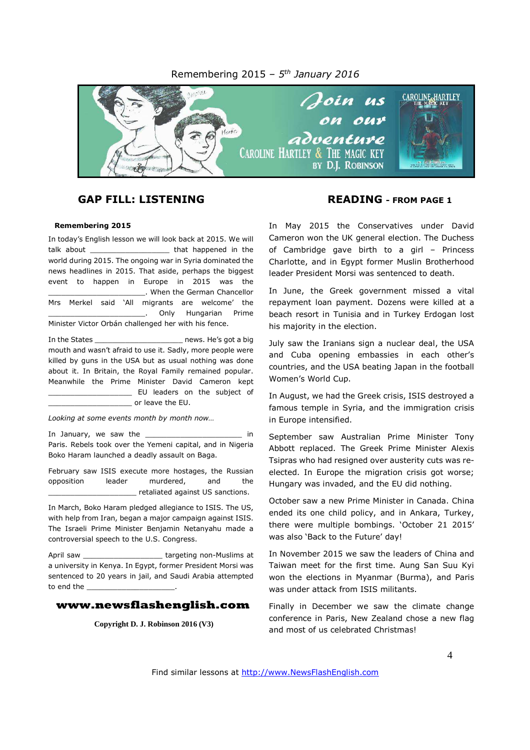Remembering 2015 – 5th January 2016

Join us on our adventure
CAROLINE HARTLEY & THE MAGIC KEY BY D.J. ROBINSON

## GAP FILL: LISTENING

**Remembering 2015**

In today's English lesson we will look back at 2015. We will talk about __________________ that happened in the world during 2015. The ongoing war in Syria dominated the news headlines in 2015. That aside, perhaps the biggest event to happen in Europe in 2015 was the ______________________. When the German Chancellor Mrs Merkel said 'All migrants are welcome' the ______________________. Only Hungarian Prime Minister Victor Orbán challenged her with his fence.

In the States ____________________ news. He's got a big mouth and wasn't afraid to use it. Sadly, more people were killed by guns in the USA but as usual nothing was done about it. In Britain, the Royal Family remained popular. Meanwhile the Prime Minister David Cameron kept ___________________ EU leaders on the subject of ___________________ or leave the EU.

*Looking at some events month by month now…*

In January, we saw the ______________________ in Paris. Rebels took over the Yemeni capital, and in Nigeria Boko Haram launched a deadly assault on Baga.

February saw ISIS execute more hostages, the Russian opposition leader murdered, and the ____________________ retaliated against US sanctions.

In March, Boko Haram pledged allegiance to ISIS. The US, with help from Iran, began a major campaign against ISIS. The Israeli Prime Minister Benjamin Netanyahu made a controversial speech to the U.S. Congress.

April saw __________________ targeting non-Muslims at a university in Kenya. In Egypt, former President Morsi was sentenced to 20 years in jail, and Saudi Arabia attempted to end the ____________________.

**www.newsflashenglish.com**

Copyright D. J. Robinson 2016 (V3)

## READING - FROM PAGE 1

In May 2015 the Conservatives under David Cameron won the UK general election. The Duchess of Cambridge gave birth to a girl – Princess Charlotte, and in Egypt former Muslin Brotherhood leader President Morsi was sentenced to death.

In June, the Greek government missed a vital repayment loan payment. Dozens were killed at a beach resort in Tunisia and in Turkey Erdogan lost his majority in the election.

July saw the Iranians sign a nuclear deal, the USA and Cuba opening embassies in each other's countries, and the USA beating Japan in the football Women's World Cup.

In August, we had the Greek crisis, ISIS destroyed a famous temple in Syria, and the immigration crisis in Europe intensified.

September saw Australian Prime Minister Tony Abbott replaced. The Greek Prime Minister Alexis Tsipras who had resigned over austerity cuts was re-elected. In Europe the migration crisis got worse; Hungary was invaded, and the EU did nothing.

October saw a new Prime Minister in Canada. China ended its one child policy, and in Ankara, Turkey, there were multiple bombings. 'October 21 2015' was also 'Back to the Future' day!

In November 2015 we saw the leaders of China and Taiwan meet for the first time. Aung San Suu Kyi won the elections in Myanmar (Burma), and Paris was under attack from ISIS militants.

Finally in December we saw the climate change conference in Paris, New Zealand chose a new flag and most of us celebrated Christmas!

Find similar lessons at http://www.NewsFlashEnglish.com